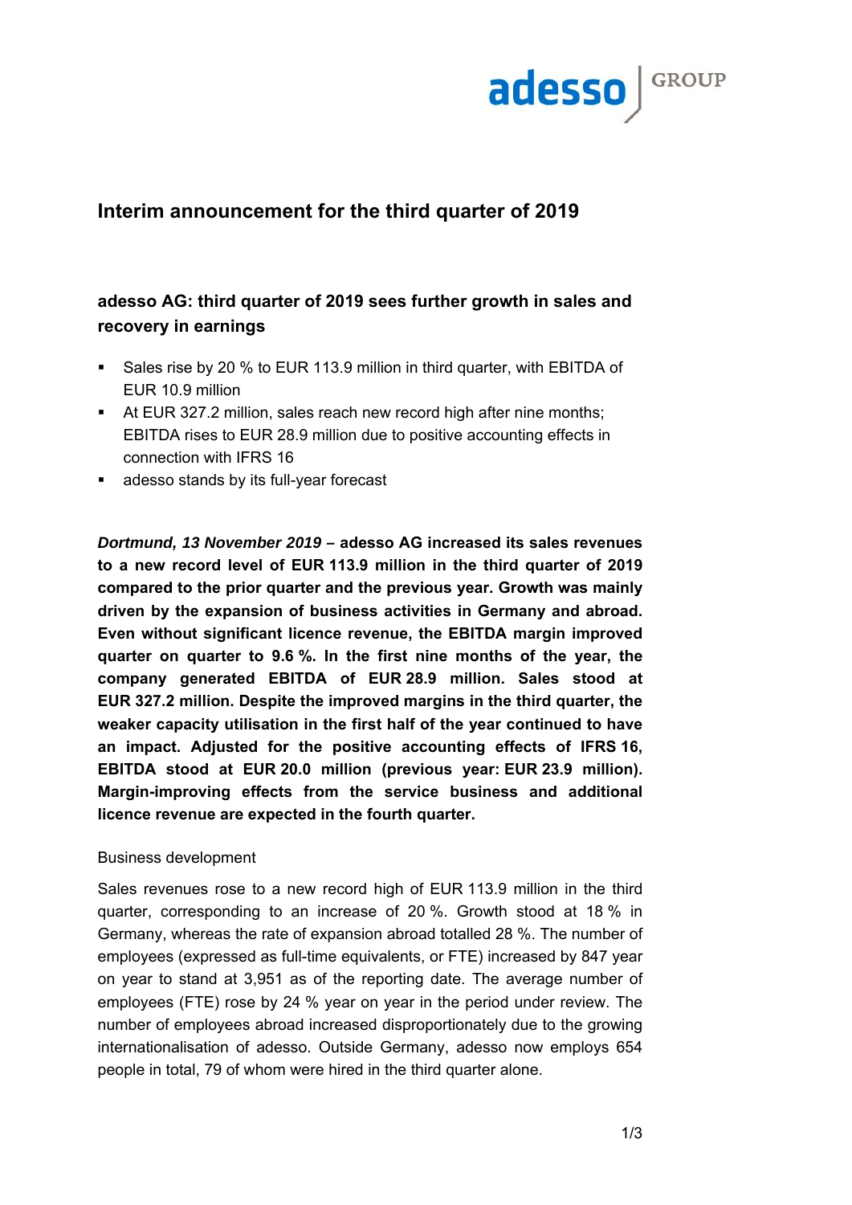# Interim announcement for the third quarter of 2019

## adesso AG: third quarter of 2019 sees further growth in sales and recovery in earnings

- Sales rise by 20 % to EUR 113.9 million in third quarter, with EBITDA of EUR 10.9 million
- At EUR 327.2 million, sales reach new record high after nine months; EBITDA rises to EUR 28.9 million due to positive accounting effects in connection with IFRS 16
- adesso stands by its full-year forecast

***Dortmund, 13 November 2019*** **– adesso AG increased its sales revenues to a new record level of EUR 113.9 million in the third quarter of 2019 compared to the prior quarter and the previous year. Growth was mainly driven by the expansion of business activities in Germany and abroad. Even without significant licence revenue, the EBITDA margin improved quarter on quarter to 9.6 %. In the first nine months of the year, the company generated EBITDA of EUR 28.9 million. Sales stood at EUR 327.2 million. Despite the improved margins in the third quarter, the weaker capacity utilisation in the first half of the year continued to have an impact. Adjusted for the positive accounting effects of IFRS 16, EBITDA stood at EUR 20.0 million (previous year: EUR 23.9 million). Margin-improving effects from the service business and additional licence revenue are expected in the fourth quarter.**

Business development

Sales revenues rose to a new record high of EUR 113.9 million in the third quarter, corresponding to an increase of 20 %. Growth stood at 18 % in Germany, whereas the rate of expansion abroad totalled 28 %. The number of employees (expressed as full-time equivalents, or FTE) increased by 847 year on year to stand at 3,951 as of the reporting date. The average number of employees (FTE) rose by 24 % year on year in the period under review. The number of employees abroad increased disproportionately due to the growing internationalisation of adesso. Outside Germany, adesso now employs 654 people in total, 79 of whom were hired in the third quarter alone.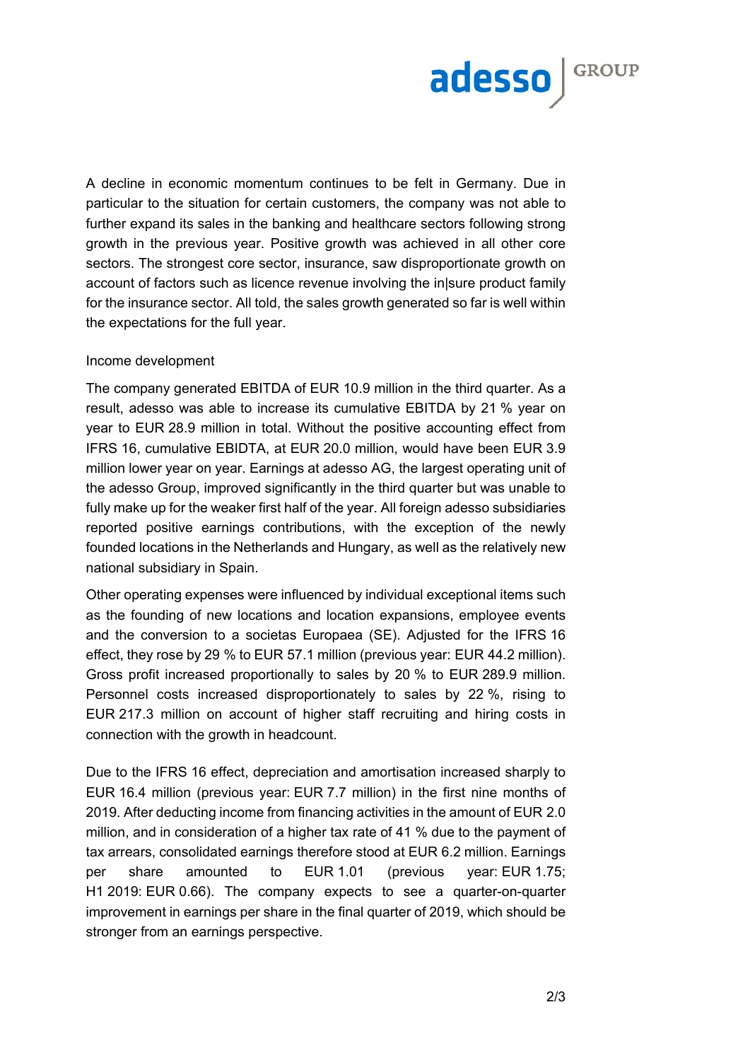A decline in economic momentum continues to be felt in Germany. Due in particular to the situation for certain customers, the company was not able to further expand its sales in the banking and healthcare sectors following strong growth in the previous year. Positive growth was achieved in all other core sectors. The strongest core sector, insurance, saw disproportionate growth on account of factors such as licence revenue involving the in|sure product family for the insurance sector. All told, the sales growth generated so far is well within the expectations for the full year.

Income development

The company generated EBITDA of EUR 10.9 million in the third quarter. As a result, adesso was able to increase its cumulative EBITDA by 21 % year on year to EUR 28.9 million in total. Without the positive accounting effect from IFRS 16, cumulative EBIDTA, at EUR 20.0 million, would have been EUR 3.9 million lower year on year. Earnings at adesso AG, the largest operating unit of the adesso Group, improved significantly in the third quarter but was unable to fully make up for the weaker first half of the year. All foreign adesso subsidiaries reported positive earnings contributions, with the exception of the newly founded locations in the Netherlands and Hungary, as well as the relatively new national subsidiary in Spain.

Other operating expenses were influenced by individual exceptional items such as the founding of new locations and location expansions, employee events and the conversion to a societas Europaea (SE). Adjusted for the IFRS 16 effect, they rose by 29 % to EUR 57.1 million (previous year: EUR 44.2 million). Gross profit increased proportionally to sales by 20 % to EUR 289.9 million. Personnel costs increased disproportionately to sales by 22 %, rising to EUR 217.3 million on account of higher staff recruiting and hiring costs in connection with the growth in headcount.

Due to the IFRS 16 effect, depreciation and amortisation increased sharply to EUR 16.4 million (previous year: EUR 7.7 million) in the first nine months of 2019. After deducting income from financing activities in the amount of EUR 2.0 million, and in consideration of a higher tax rate of 41 % due to the payment of tax arrears, consolidated earnings therefore stood at EUR 6.2 million. Earnings per share amounted to EUR 1.01 (previous year: EUR 1.75; H1 2019: EUR 0.66). The company expects to see a quarter-on-quarter improvement in earnings per share in the final quarter of 2019, which should be stronger from an earnings perspective.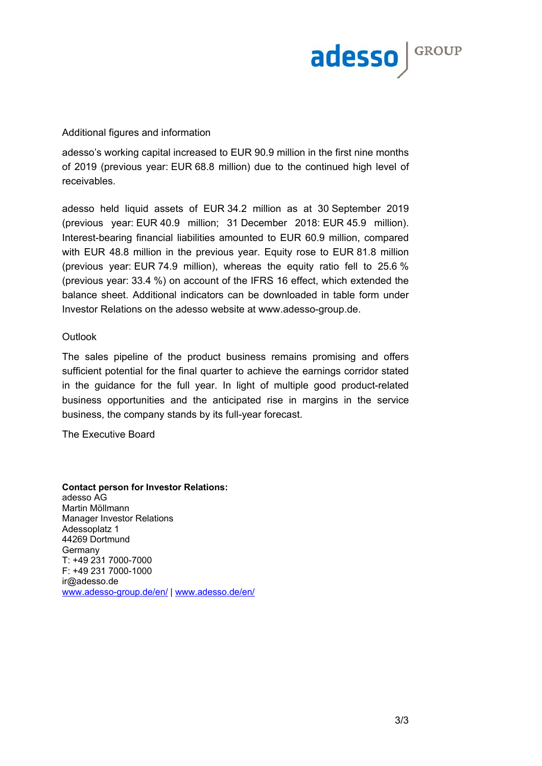Additional figures and information

adesso's working capital increased to EUR 90.9 million in the first nine months of 2019 (previous year: EUR 68.8 million) due to the continued high level of receivables.

adesso held liquid assets of EUR 34.2 million as at 30 September 2019 (previous year: EUR 40.9 million; 31 December 2018: EUR 45.9 million). Interest-bearing financial liabilities amounted to EUR 60.9 million, compared with EUR 48.8 million in the previous year. Equity rose to EUR 81.8 million (previous year: EUR 74.9 million), whereas the equity ratio fell to 25.6 % (previous year: 33.4 %) on account of the IFRS 16 effect, which extended the balance sheet. Additional indicators can be downloaded in table form under Investor Relations on the adesso website at www.adesso-group.de.

Outlook

The sales pipeline of the product business remains promising and offers sufficient potential for the final quarter to achieve the earnings corridor stated in the guidance for the full year. In light of multiple good product-related business opportunities and the anticipated rise in margins in the service business, the company stands by its full-year forecast.

The Executive Board

**Contact person for Investor Relations:**
adesso AG
Martin Möllmann
Manager Investor Relations
Adessoplatz 1
44269 Dortmund
Germany
T: +49 231 7000-7000
F: +49 231 7000-1000
ir@adesso.de
www.adesso-group.de/en/ | www.adesso.de/en/